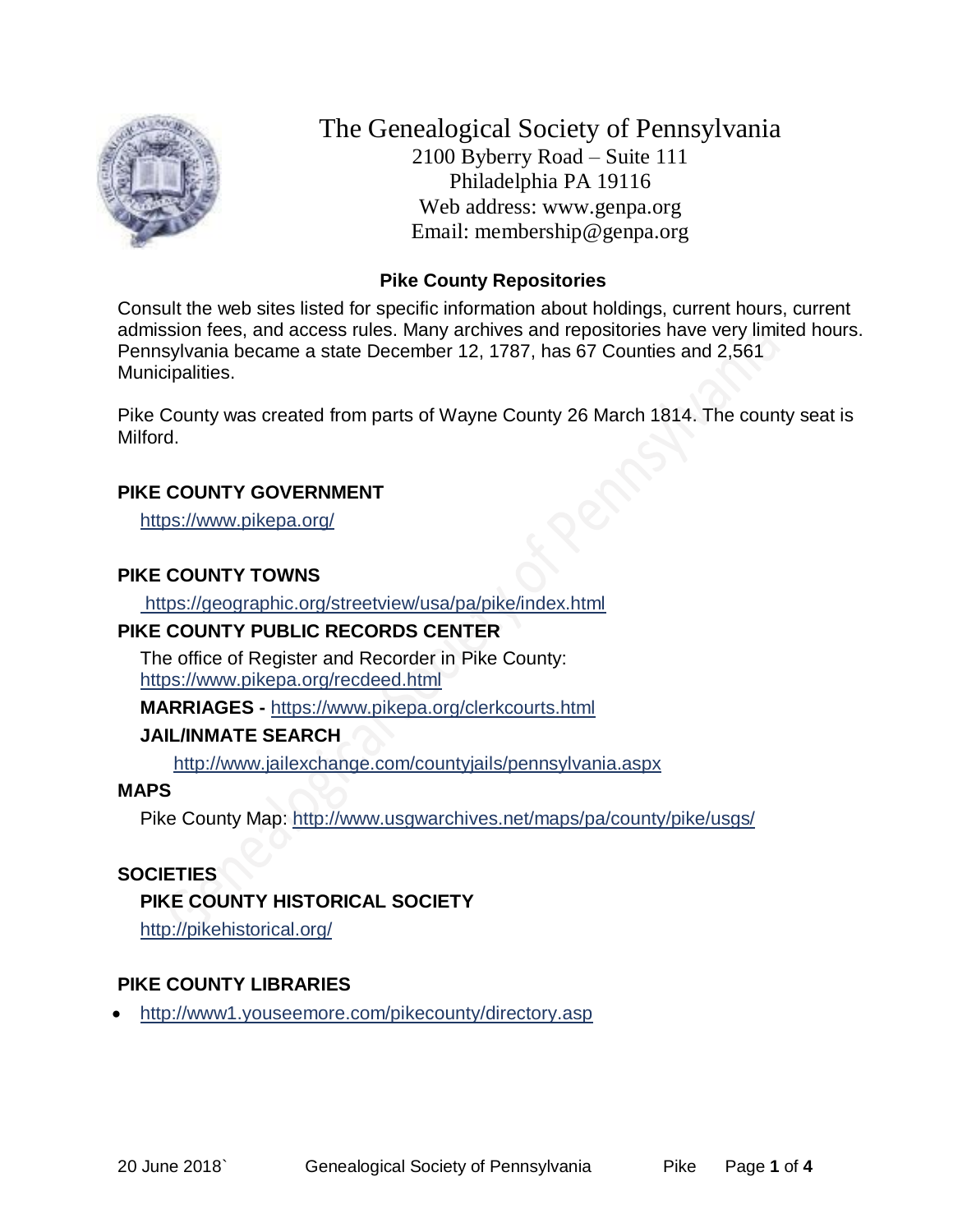# The Genealogical Society of Pennsylvania

2100 Byberry Road – Suite 111
Philadelphia PA 19116
Web address: www.genpa.org
Email: membership@genpa.org

## Pike County Repositories

Consult the web sites listed for specific information about holdings, current hours, current admission fees, and access rules. Many archives and repositories have very limited hours. Pennsylvania became a state December 12, 1787, has 67 Counties and 2,561 Municipalities.

Pike County was created from parts of Wayne County 26 March 1814. The county seat is Milford.

### PIKE COUNTY GOVERNMENT

https://www.pikepa.org/

### PIKE COUNTY TOWNS

https://geographic.org/streetview/usa/pa/pike/index.html

### PIKE COUNTY PUBLIC RECORDS CENTER

The office of Register and Recorder in Pike County: https://www.pikepa.org/recdeed.html

**MARRIAGES -** https://www.pikepa.org/clerkcourts.html

**JAIL/INMATE SEARCH**

http://www.jailexchange.com/countyjails/pennsylvania.aspx

### MAPS

Pike County Map: http://www.usgwarchives.net/maps/pa/county/pike/usgs/

### SOCIETIES

**PIKE COUNTY HISTORICAL SOCIETY**

http://pikehistorical.org/

### PIKE COUNTY LIBRARIES

- http://www1.youseemore.com/pikecounty/directory.asp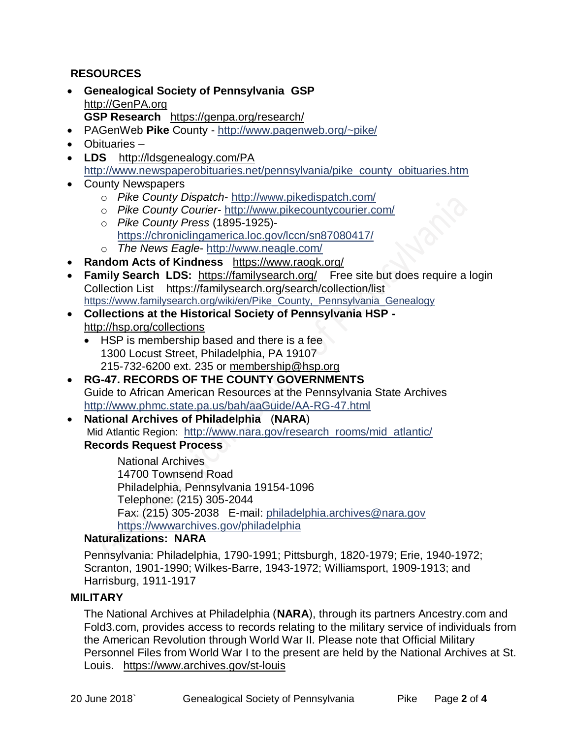## RESOURCES

- **Genealogical Society of Pennsylvania GSP** http://GenPA.org
  **GSP Research** https://genpa.org/research/
- PAGenWeb **Pike** County - http://www.pagenweb.org/~pike/
- Obituaries –
- **LDS** http://ldsgenealogy.com/PA
  http://www.newspaperobituaries.net/pennsylvania/pike_county_obituaries.htm
- County Newspapers
  - *Pike County Dispatch*- http://www.pikedispatch.com/
  - *Pike County Courier*- http://www.pikecountycourier.com/
  - *Pike County Press* (1895-1925)- https://chroniclingamerica.loc.gov/lccn/sn87080417/
  - *The News Eagle*- http://www.neagle.com/
- **Random Acts of Kindness** https://www.raogk.org/
- **Family Search LDS:** https://familysearch.org/ Free site but does require a login
  Collection List https://familysearch.org/search/collection/list
  https://www.familysearch.org/wiki/en/Pike_County,_Pennsylvania_Genealogy
- **Collections at the Historical Society of Pennsylvania HSP -** http://hsp.org/collections
  - HSP is membership based and there is a fee
    1300 Locust Street, Philadelphia, PA 19107
    215-732-6200 ext. 235 or membership@hsp.org
- **RG-47. RECORDS OF THE COUNTY GOVERNMENTS**
  Guide to African American Resources at the Pennsylvania State Archives
  http://www.phmc.state.pa.us/bah/aaGuide/AA-RG-47.html
- **National Archives of Philadelphia** (**NARA**)
  Mid Atlantic Region: http://www.nara.gov/research_rooms/mid_atlantic/

  **Records Request Process**

  National Archives
  14700 Townsend Road
  Philadelphia, Pennsylvania 19154-1096
  Telephone: (215) 305-2044
  Fax: (215) 305-2038 E-mail: philadelphia.archives@nara.gov
  https://wwwarchives.gov/philadelphia

  **Naturalizations: NARA**

  Pennsylvania: Philadelphia, 1790-1991; Pittsburgh, 1820-1979; Erie, 1940-1972; Scranton, 1901-1990; Wilkes-Barre, 1943-1972; Williamsport, 1909-1913; and Harrisburg, 1911-1917

## MILITARY

The National Archives at Philadelphia (**NARA**), through its partners Ancestry.com and Fold3.com, provides access to records relating to the military service of individuals from the American Revolution through World War II. Please note that Official Military Personnel Files from World War I to the present are held by the National Archives at St. Louis. https://www.archives.gov/st-louis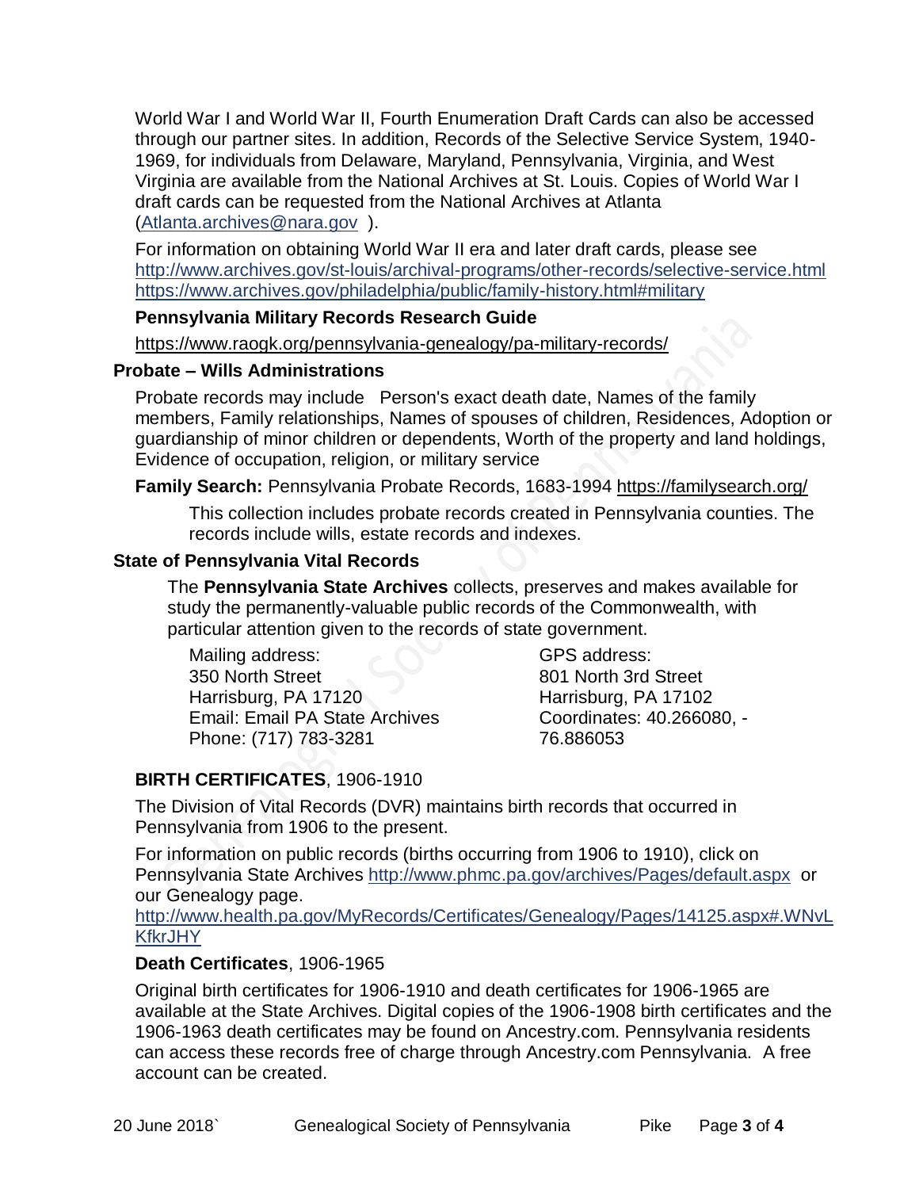World War I and World War II, Fourth Enumeration Draft Cards can also be accessed through our partner sites. In addition, Records of the Selective Service System, 1940-1969, for individuals from Delaware, Maryland, Pennsylvania, Virginia, and West Virginia are available from the National Archives at St. Louis. Copies of World War I draft cards can be requested from the National Archives at Atlanta (Atlanta.archives@nara.gov ).

For information on obtaining World War II era and later draft cards, please see http://www.archives.gov/st-louis/archival-programs/other-records/selective-service.html https://www.archives.gov/philadelphia/public/family-history.html#military

**Pennsylvania Military Records Research Guide**

https://www.raogk.org/pennsylvania-genealogy/pa-military-records/

### Probate – Wills Administrations

Probate records may include Person's exact death date, Names of the family members, Family relationships, Names of spouses of children, Residences, Adoption or guardianship of minor children or dependents, Worth of the property and land holdings, Evidence of occupation, religion, or military service

**Family Search:** Pennsylvania Probate Records, 1683-1994 https://familysearch.org/

This collection includes probate records created in Pennsylvania counties. The records include wills, estate records and indexes.

### State of Pennsylvania Vital Records

The **Pennsylvania State Archives** collects, preserves and makes available for study the permanently-valuable public records of the Commonwealth, with particular attention given to the records of state government.

Mailing address:
350 North Street
Harrisburg, PA 17120
Email: Email PA State Archives
Phone: (717) 783-3281

GPS address:
801 North 3rd Street
Harrisburg, PA 17102
Coordinates: 40.266080, -76.886053

**BIRTH CERTIFICATES**, 1906-1910

The Division of Vital Records (DVR) maintains birth records that occurred in Pennsylvania from 1906 to the present.

For information on public records (births occurring from 1906 to 1910), click on Pennsylvania State Archives http://www.phmc.pa.gov/archives/Pages/default.aspx or our Genealogy page.
http://www.health.pa.gov/MyRecords/Certificates/Genealogy/Pages/14125.aspx#.WNvLKfkrJHY

**Death Certificates**, 1906-1965

Original birth certificates for 1906-1910 and death certificates for 1906-1965 are available at the State Archives. Digital copies of the 1906-1908 birth certificates and the 1906-1963 death certificates may be found on Ancestry.com. Pennsylvania residents can access these records free of charge through Ancestry.com Pennsylvania. A free account can be created.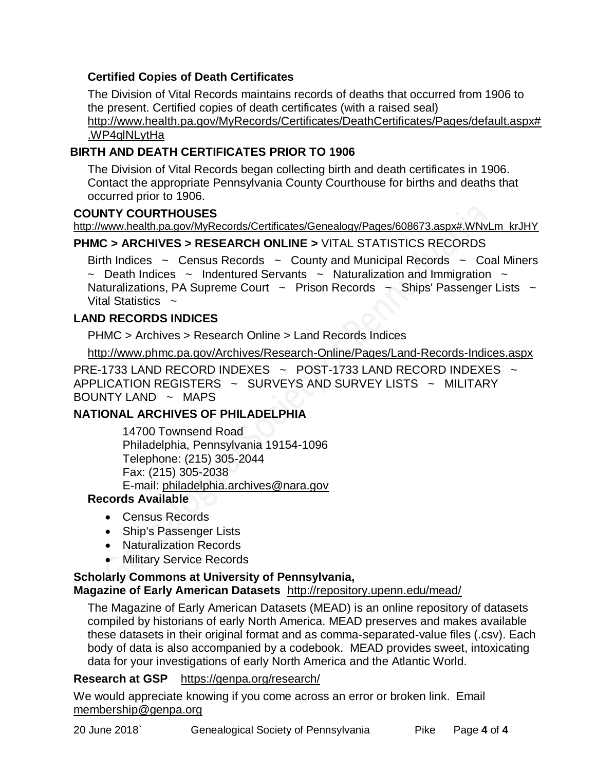### Certified Copies of Death Certificates

The Division of Vital Records maintains records of deaths that occurred from 1906 to the present. Certified copies of death certificates (with a raised seal) http://www.health.pa.gov/MyRecords/Certificates/DeathCertificates/Pages/default.aspx#.WP4qlNLytHa

## BIRTH AND DEATH CERTIFICATES PRIOR TO 1906

The Division of Vital Records began collecting birth and death certificates in 1906. Contact the appropriate Pennsylvania County Courthouse for births and deaths that occurred prior to 1906.

## COUNTY COURTHOUSES

http://www.health.pa.gov/MyRecords/Certificates/Genealogy/Pages/608673.aspx#.WNvLm_krJHY

## PHMC > ARCHIVES > RESEARCH ONLINE > VITAL STATISTICS RECORDS

Birth Indices ~ Census Records ~ County and Municipal Records ~ Coal Miners ~ Death Indices ~ Indentured Servants ~ Naturalization and Immigration ~ Naturalizations, PA Supreme Court ~ Prison Records ~ Ships' Passenger Lists ~ Vital Statistics ~

## LAND RECORDS INDICES

PHMC > Archives > Research Online > Land Records Indices

http://www.phmc.pa.gov/Archives/Research-Online/Pages/Land-Records-Indices.aspx

PRE-1733 LAND RECORD INDEXES ~ POST-1733 LAND RECORD INDEXES ~ APPLICATION REGISTERS ~ SURVEYS AND SURVEY LISTS ~ MILITARY BOUNTY LAND ~ MAPS

## NATIONAL ARCHIVES OF PHILADELPHIA

14700 Townsend Road
Philadelphia, Pennsylvania 19154-1096
Telephone: (215) 305-2044
Fax: (215) 305-2038
E-mail: philadelphia.archives@nara.gov

### Records Available

- Census Records
- Ship's Passenger Lists
- Naturalization Records
- Military Service Records

### Scholarly Commons at University of Pennsylvania, Magazine of Early American Datasets http://repository.upenn.edu/mead/

The Magazine of Early American Datasets (MEAD) is an online repository of datasets compiled by historians of early North America. MEAD preserves and makes available these datasets in their original format and as comma-separated-value files (.csv). Each body of data is also accompanied by a codebook. MEAD provides sweet, intoxicating data for your investigations of early North America and the Atlantic World.

### Research at GSP https://genpa.org/research/

We would appreciate knowing if you come across an error or broken link. Email membership@genpa.org